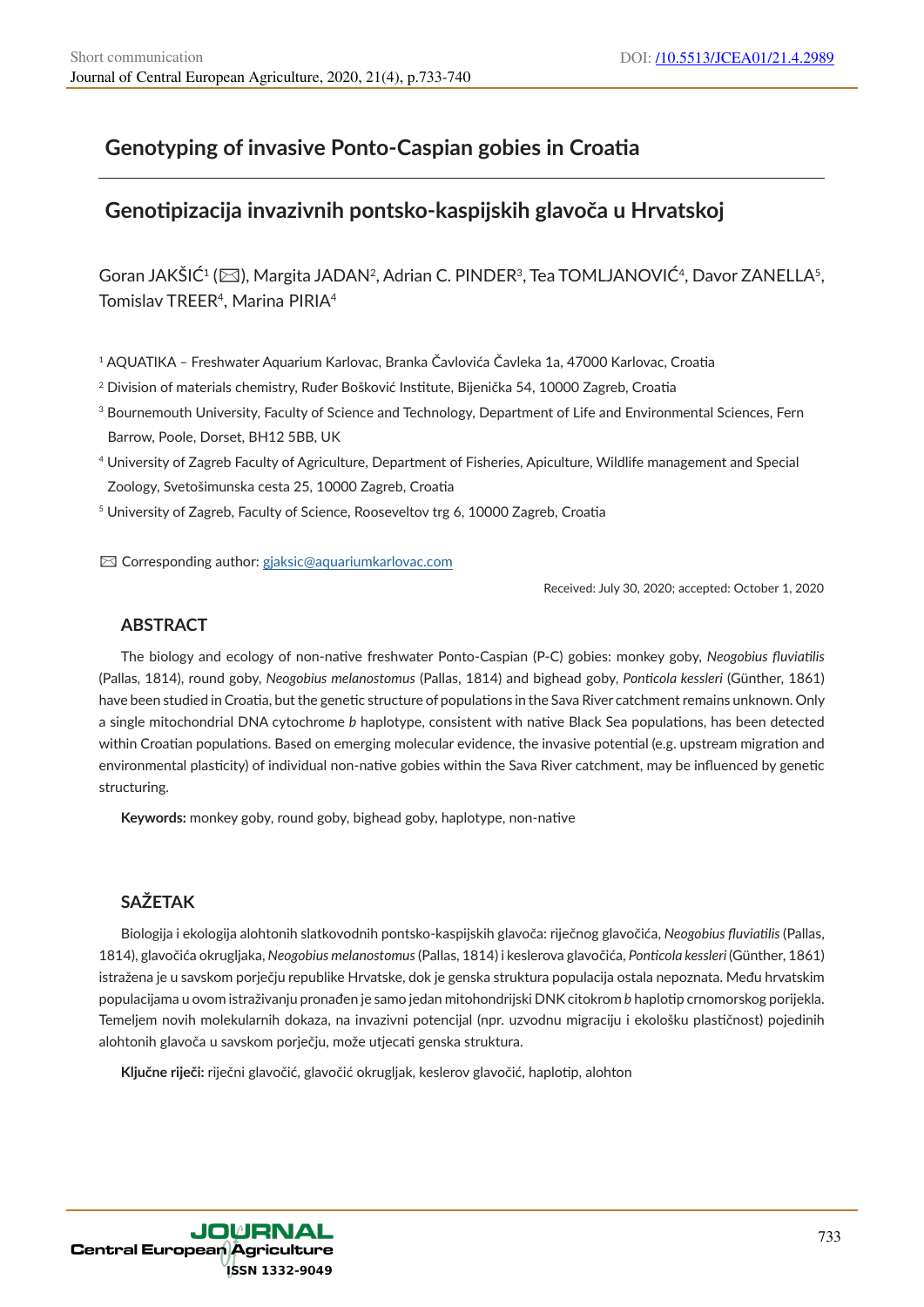Short communication

# Genotyping of invasive Ponto-Caspian gobies in Croatia

# Genotipizacija invazivnih pontsko-kaspijskih glavoča u Hrvatskoj

Goran JAKŠIĆ[1] (✉), Margita JADAN[2], Adrian C. PINDER[3], Tea TOMLJANOVIĆ[4], Davor ZANELLA[5], Tomislav TREER[4], Marina PIRIA[4]

[1] AQUATIKA – Freshwater Aquarium Karlovac, Branka Čavlovića Čavleka 1a, 47000 Karlovac, Croatia

[2] Division of materials chemistry, Ruđer Bošković Institute, Bijenička 54, 10000 Zagreb, Croatia

[3] Bournemouth University, Faculty of Science and Technology, Department of Life and Environmental Sciences, Fern Barrow, Poole, Dorset, BH12 5BB, UK

[4] University of Zagreb Faculty of Agriculture, Department of Fisheries, Apiculture, Wildlife management and Special Zoology, Svetošimunska cesta 25, 10000 Zagreb, Croatia

[5] University of Zagreb, Faculty of Science, Rooseveltov trg 6, 10000 Zagreb, Croatia

✉ Corresponding author: gjaksic@aquariumkarlovac.com

Received: July 30, 2020; accepted: October 1, 2020

## ABSTRACT

The biology and ecology of non-native freshwater Ponto-Caspian (P-C) gobies: monkey goby, *Neogobius fluviatilis* (Pallas, 1814), round goby, *Neogobius melanostomus* (Pallas, 1814) and bighead goby, *Ponticola kessleri* (Günther, 1861) have been studied in Croatia, but the genetic structure of populations in the Sava River catchment remains unknown. Only a single mitochondrial DNA cytochrome *b* haplotype, consistent with native Black Sea populations, has been detected within Croatian populations. Based on emerging molecular evidence, the invasive potential (e.g. upstream migration and environmental plasticity) of individual non-native gobies within the Sava River catchment, may be influenced by genetic structuring.

**Keywords:** monkey goby, round goby, bighead goby, haplotype, non-native

## SAŽETAK

Biologija i ekologija alohtonih slatkovodnih pontsko-kaspijskih glavoča: riječnog glavočića, *Neogobius fluviatilis* (Pallas, 1814), glavočića okrugljaka, *Neogobius melanostomus* (Pallas, 1814) i keslerova glavočića, *Ponticola kessleri* (Günther, 1861) istražena je u savskom porječju republike Hrvatske, dok je genska struktura populacija ostala nepoznata. Među hrvatskim populacijama u ovom istraživanju pronađen je samo jedan mitohondrijski DNK citokrom *b* haplotip crnomorskog porijekla. Temeljem novih molekularnih dokaza, na invazivni potencijal (npr. uzvodnu migraciju i ekološku plastičnost) pojedinih alohtonih glavoča u savskom porječju, može utjecati genska struktura.

**Ključne riječi:** riječni glavočić, glavočić okrugljak, keslerov glavočić, haplotip, alohton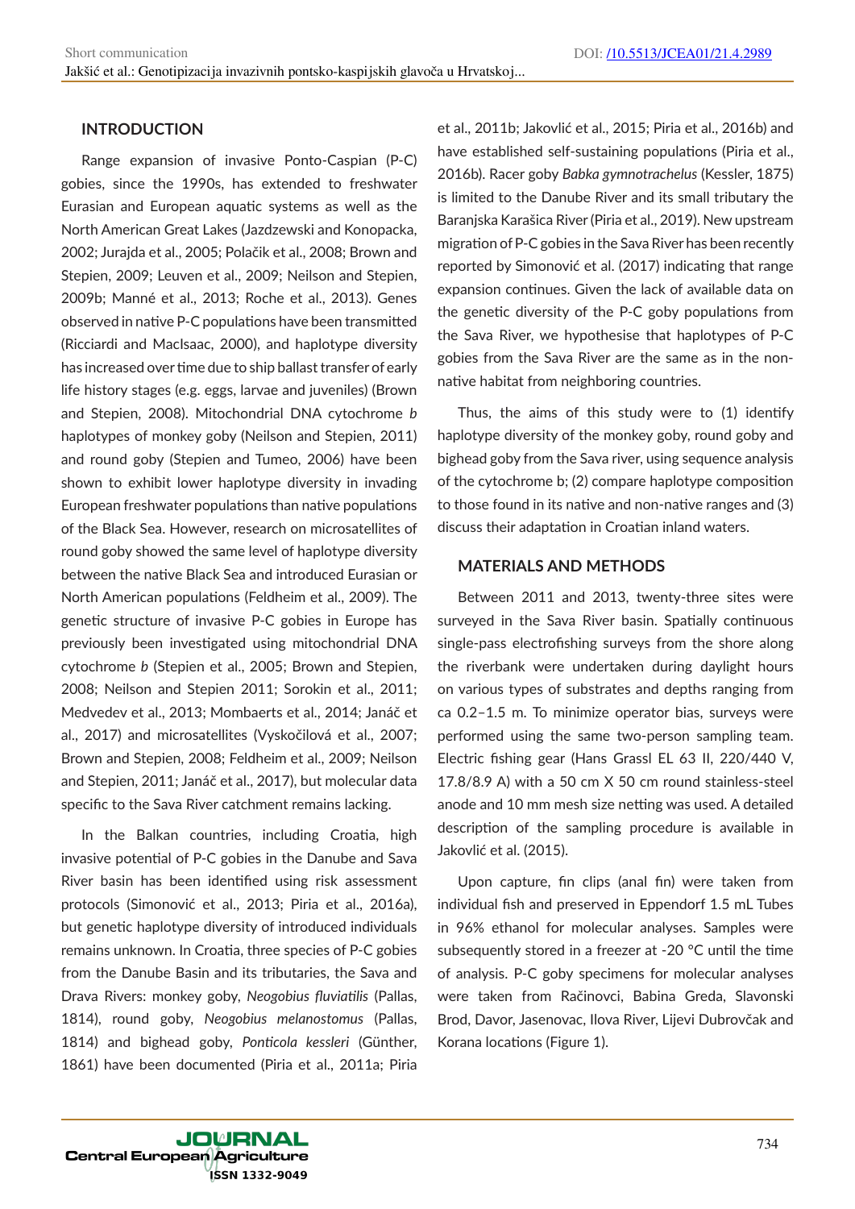## INTRODUCTION

Range expansion of invasive Ponto-Caspian (P-C) gobies, since the 1990s, has extended to freshwater Eurasian and European aquatic systems as well as the North American Great Lakes (Jazdzewski and Konopacka, 2002; Jurajda et al., 2005; Polačik et al., 2008; Brown and Stepien, 2009; Leuven et al., 2009; Neilson and Stepien, 2009b; Manné et al., 2013; Roche et al., 2013). Genes observed in native P-C populations have been transmitted (Ricciardi and MacIsaac, 2000), and haplotype diversity has increased over time due to ship ballast transfer of early life history stages (e.g. eggs, larvae and juveniles) (Brown and Stepien, 2008). Mitochondrial DNA cytochrome *b* haplotypes of monkey goby (Neilson and Stepien, 2011) and round goby (Stepien and Tumeo, 2006) have been shown to exhibit lower haplotype diversity in invading European freshwater populations than native populations of the Black Sea. However, research on microsatellites of round goby showed the same level of haplotype diversity between the native Black Sea and introduced Eurasian or North American populations (Feldheim et al., 2009). The genetic structure of invasive P-C gobies in Europe has previously been investigated using mitochondrial DNA cytochrome *b* (Stepien et al., 2005; Brown and Stepien, 2008; Neilson and Stepien 2011; Sorokin et al., 2011; Medvedev et al., 2013; Mombaerts et al., 2014; Janáč et al., 2017) and microsatellites (Vyskočilová et al., 2007; Brown and Stepien, 2008; Feldheim et al., 2009; Neilson and Stepien, 2011; Janáč et al., 2017), but molecular data specific to the Sava River catchment remains lacking.

In the Balkan countries, including Croatia, high invasive potential of P-C gobies in the Danube and Sava River basin has been identified using risk assessment protocols (Simonović et al., 2013; Piria et al., 2016a), but genetic haplotype diversity of introduced individuals remains unknown. In Croatia, three species of P-C gobies from the Danube Basin and its tributaries, the Sava and Drava Rivers: monkey goby, *Neogobius fluviatilis* (Pallas, 1814), round goby, *Neogobius melanostomus* (Pallas, 1814) and bighead goby, *Ponticola kessleri* (Günther, 1861) have been documented (Piria et al., 2011a; Piria et al., 2011b; Jakovlić et al., 2015; Piria et al., 2016b) and have established self-sustaining populations (Piria et al., 2016b). Racer goby *Babka gymnotrachelus* (Kessler, 1875) is limited to the Danube River and its small tributary the Baranjska Karašica River (Piria et al., 2019). New upstream migration of P-C gobies in the Sava River has been recently reported by Simonović et al. (2017) indicating that range expansion continues. Given the lack of available data on the genetic diversity of the P-C goby populations from the Sava River, we hypothesise that haplotypes of P-C gobies from the Sava River are the same as in the non-native habitat from neighboring countries.

Thus, the aims of this study were to (1) identify haplotype diversity of the monkey goby, round goby and bighead goby from the Sava river, using sequence analysis of the cytochrome b; (2) compare haplotype composition to those found in its native and non-native ranges and (3) discuss their adaptation in Croatian inland waters.

## MATERIALS AND METHODS

Between 2011 and 2013, twenty-three sites were surveyed in the Sava River basin. Spatially continuous single-pass electrofishing surveys from the shore along the riverbank were undertaken during daylight hours on various types of substrates and depths ranging from ca 0.2–1.5 m. To minimize operator bias, surveys were performed using the same two-person sampling team. Electric fishing gear (Hans Grassl EL 63 II, 220/440 V, 17.8/8.9 A) with a 50 cm X 50 cm round stainless-steel anode and 10 mm mesh size netting was used. A detailed description of the sampling procedure is available in Jakovlić et al. (2015).

Upon capture, fin clips (anal fin) were taken from individual fish and preserved in Eppendorf 1.5 mL Tubes in 96% ethanol for molecular analyses. Samples were subsequently stored in a freezer at -20 °C until the time of analysis. P-C goby specimens for molecular analyses were taken from Račinovci, Babina Greda, Slavonski Brod, Davor, Jasenovac, Ilova River, Lijevi Dubrovčak and Korana locations (Figure 1).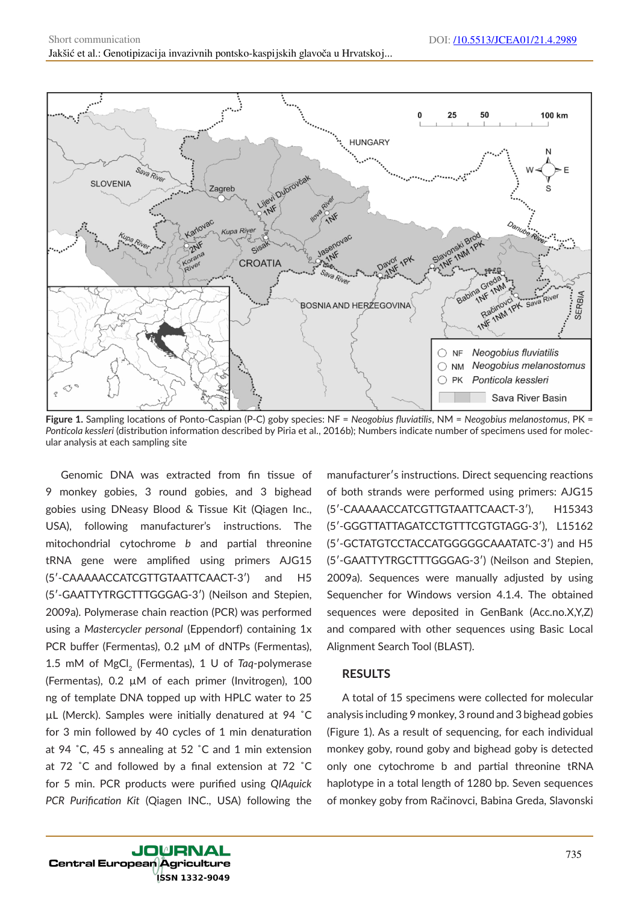**Figure 1.** Sampling locations of Ponto-Caspian (P-C) goby species: NF = *Neogobius fluviatilis*, NM = *Neogobius melanostomus*, PK = *Ponticola kessleri* (distribution information described by Piria et al., 2016b); Numbers indicate number of specimens used for molecular analysis at each sampling site

Genomic DNA was extracted from fin tissue of 9 monkey gobies, 3 round gobies, and 3 bighead gobies using DNeasy Blood & Tissue Kit (Qiagen Inc., USA), following manufacturer's instructions. The mitochondrial cytochrome *b* and partial threonine tRNA gene were amplified using primers AJG15 (5′-CAAAAACCATCGTTGTAATTCAACT-3′) and H5 (5′-GAATTYTRGCTTTGGGAG-3′) (Neilson and Stepien, 2009a). Polymerase chain reaction (PCR) was performed using a *Mastercycler personal* (Eppendorf) containing 1x PCR buffer (Fermentas), 0.2 µM of dNTPs (Fermentas), 1.5 mM of $MgCl_2$ (Fermentas), 1 U of *Taq*-polymerase (Fermentas), 0.2 µM of each primer (Invitrogen), 100 ng of template DNA topped up with HPLC water to 25 µL (Merck). Samples were initially denatured at 94 °C for 3 min followed by 40 cycles of 1 min denaturation at 94 °C, 45 s annealing at 52 °C and 1 min extension at 72 °C and followed by a final extension at 72 °C for 5 min. PCR products were purified using *QIAquick PCR Purification Kit* (Qiagen INC., USA) following the manufacturer's instructions. Direct sequencing reactions of both strands were performed using primers: AJG15 (5′-CAAAAACCATCGTTGTAATTCAACT-3′), H15343 (5′-GGGTTATTAGATCCTGTTTCGTGTAGG-3′), L15162 (5′-GCTATGTCCTACCATGGGGGCAAATATC-3′) and H5 (5′-GAATTYTRGCTTTGGGAG-3′) (Neilson and Stepien, 2009a). Sequences were manually adjusted by using Sequencher for Windows version 4.1.4. The obtained sequences were deposited in GenBank (Acc.no.X,Y,Z) and compared with other sequences using Basic Local Alignment Search Tool (BLAST).

## RESULTS

A total of 15 specimens were collected for molecular analysis including 9 monkey, 3 round and 3 bighead gobies (Figure 1). As a result of sequencing, for each individual monkey goby, round goby and bighead goby is detected only one cytochrome b and partial threonine tRNA haplotype in a total length of 1280 bp. Seven sequences of monkey goby from Račinovci, Babina Greda, Slavonski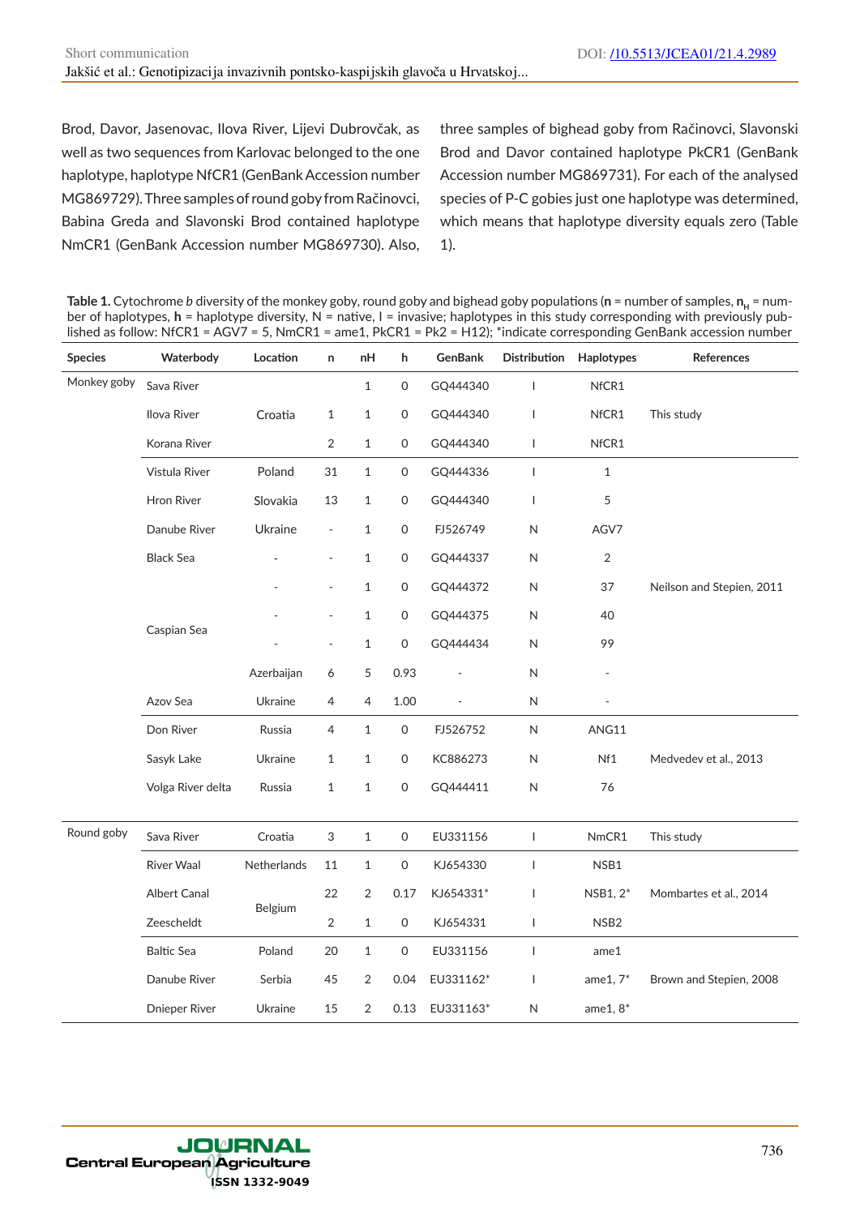Brod, Davor, Jasenovac, Ilova River, Lijevi Dubrovčak, as well as two sequences from Karlovac belonged to the one haplotype, haplotype NfCR1 (GenBank Accession number MG869729). Three samples of round goby from Račinovci, Babina Greda and Slavonski Brod contained haplotype NmCR1 (GenBank Accession number MG869730). Also, three samples of bighead goby from Račinovci, Slavonski Brod and Davor contained haplotype PkCR1 (GenBank Accession number MG869731). For each of the analysed species of P-C gobies just one haplotype was determined, which means that haplotype diversity equals zero (Table 1).

**Table 1.** Cytochrome *b* diversity of the monkey goby, round goby and bighead goby populations (**n** = number of samples, $\mathbf{n_H}$ = number of haplotypes, **h** = haplotype diversity, N = native, I = invasive; haplotypes in this study corresponding with previously published as follow: NfCR1 = AGV7 = 5, NmCR1 = ame1, PkCR1 = Pk2 = H12); *indicate corresponding GenBank accession number

| Species | Waterbody | Location | n | nH | h | GenBank | Distribution | Haplotypes | References |
|---|---|---|---|---|---|---|---|---|---|
| Monkey goby | Sava River | Croatia | | 1 | 0 | GQ444340 | I | NfCR1 | This study |
| | Ilova River | | 1 | 1 | 0 | GQ444340 | I | NfCR1 | |
| | Korana River | | 2 | 1 | 0 | GQ444340 | I | NfCR1 | |
| | Vistula River | Poland | 31 | 1 | 0 | GQ444336 | I | 1 | Neilson and Stepien, 2011 |
| | Hron River | Slovakia | 13 | 1 | 0 | GQ444340 | I | 5 | |
| | Danube River | Ukraine | - | 1 | 0 | FJ526749 | N | AGV7 | |
| | Black Sea | - | - | 1 | 0 | GQ444337 | N | 2 | |
| | Caspian Sea | - | - | 1 | 0 | GQ444372 | N | 37 | |
| | | - | - | 1 | 0 | GQ444375 | N | 40 | |
| | | - | - | 1 | 0 | GQ444434 | N | 99 | |
| | | Azerbaijan | 6 | 5 | 0.93 | - | N | - | |
| | Azov Sea | Ukraine | 4 | 4 | 1.00 | - | N | - | |
| | Don River | Russia | 4 | 1 | 0 | FJ526752 | N | ANG11 | Medvedev et al., 2013 |
| | Sasyk Lake | Ukraine | 1 | 1 | 0 | KC886273 | N | Nf1 | |
| | Volga River delta | Russia | 1 | 1 | 0 | GQ444411 | N | 76 | |
| Round goby | Sava River | Croatia | 3 | 1 | 0 | EU331156 | I | NmCR1 | This study |
| | River Waal | Netherlands | 11 | 1 | 0 | KJ654330 | I | NSB1 | Mombartes et al., 2014 |
| | Albert Canal | Belgium | 22 | 2 | 0.17 | KJ654331* | I | NSB1, 2* | |
| | Zeescheldt | | 2 | 1 | 0 | KJ654331 | I | NSB2 | |
| | Baltic Sea | Poland | 20 | 1 | 0 | EU331156 | I | ame1 | Brown and Stepien, 2008 |
| | Danube River | Serbia | 45 | 2 | 0.04 | EU331162* | I | ame1, 7* | |
| | Dnieper River | Ukraine | 15 | 2 | 0.13 | EU331163* | N | ame1, 8* | |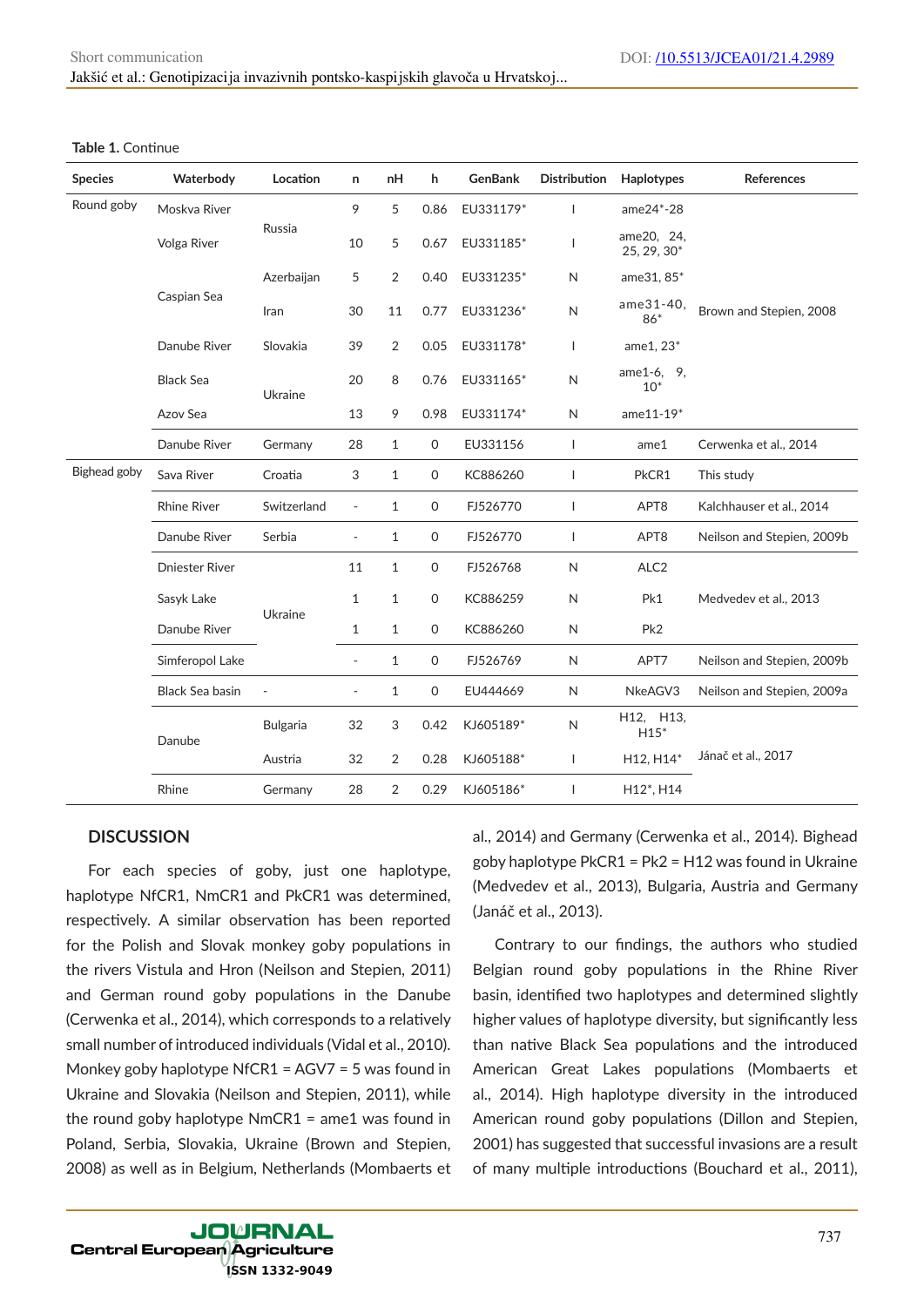**Table 1.** Continue

| Species | Waterbody | Location | n | nH | h | GenBank | Distribution | Haplotypes | References |
|---|---|---|---|---|---|---|---|---|---|
| Round goby | Moskva River | Russia | 9 | 5 | 0.86 | EU331179* | I | ame24*-28 | Brown and Stepien, 2008 |
| | Volga River | | 10 | 5 | 0.67 | EU331185* | I | ame20, 24, 25, 29, 30* | |
| | Caspian Sea | Azerbaijan | 5 | 2 | 0.40 | EU331235* | N | ame31, 85* | |
| | | Iran | 30 | 11 | 0.77 | EU331236* | N | ame31-40, 86* | |
| | Danube River | Slovakia | 39 | 2 | 0.05 | EU331178* | I | ame1, 23* | |
| | Black Sea | Ukraine | 20 | 8 | 0.76 | EU331165* | N | ame1-6, 9, 10* | |
| | Azov Sea | | 13 | 9 | 0.98 | EU331174* | N | ame11-19* | |
| | Danube River | Germany | 28 | 1 | 0 | EU331156 | I | ame1 | Cerwenka et al., 2014 |
| Bighead goby | Sava River | Croatia | 3 | 1 | 0 | KC886260 | I | PkCR1 | This study |
| | Rhine River | Switzerland | - | 1 | 0 | FJ526770 | I | APT8 | Kalchhauser et al., 2014 |
| | Danube River | Serbia | - | 1 | 0 | FJ526770 | I | APT8 | Neilson and Stepien, 2009b |
| | Dniester River | Ukraine | 11 | 1 | 0 | FJ526768 | N | ALC2 | Medvedev et al., 2013 |
| | Sasyk Lake | | 1 | 1 | 0 | KC886259 | N | Pk1 | |
| | Danube River | | 1 | 1 | 0 | KC886260 | N | Pk2 | |
| | Simferopol Lake | | - | 1 | 0 | FJ526769 | N | APT7 | Neilson and Stepien, 2009b |
| | Black Sea basin | - | - | 1 | 0 | EU444669 | N | NkeAGV3 | Neilson and Stepien, 2009a |
| | Danube | Bulgaria | 32 | 3 | 0.42 | KJ605189* | N | H12, H13, H15* | Jánač et al., 2017 |
| | | Austria | 32 | 2 | 0.28 | KJ605188* | I | H12, H14* | |
| | Rhine | Germany | 28 | 2 | 0.29 | KJ605186* | I | H12*, H14 | |

## DISCUSSION

For each species of goby, just one haplotype, haplotype NfCR1, NmCR1 and PkCR1 was determined, respectively. A similar observation has been reported for the Polish and Slovak monkey goby populations in the rivers Vistula and Hron (Neilson and Stepien, 2011) and German round goby populations in the Danube (Cerwenka et al., 2014), which corresponds to a relatively small number of introduced individuals (Vidal et al., 2010). Monkey goby haplotype NfCR1 = AGV7 = 5 was found in Ukraine and Slovakia (Neilson and Stepien, 2011), while the round goby haplotype NmCR1 = ame1 was found in Poland, Serbia, Slovakia, Ukraine (Brown and Stepien, 2008) as well as in Belgium, Netherlands (Mombaerts et al., 2014) and Germany (Cerwenka et al., 2014). Bighead goby haplotype PkCR1 = Pk2 = H12 was found in Ukraine (Medvedev et al., 2013), Bulgaria, Austria and Germany (Janáč et al., 2013).

Contrary to our findings, the authors who studied Belgian round goby populations in the Rhine River basin, identified two haplotypes and determined slightly higher values of haplotype diversity, but significantly less than native Black Sea populations and the introduced American Great Lakes populations (Mombaerts et al., 2014). High haplotype diversity in the introduced American round goby populations (Dillon and Stepien, 2001) has suggested that successful invasions are a result of many multiple introductions (Bouchard et al., 2011),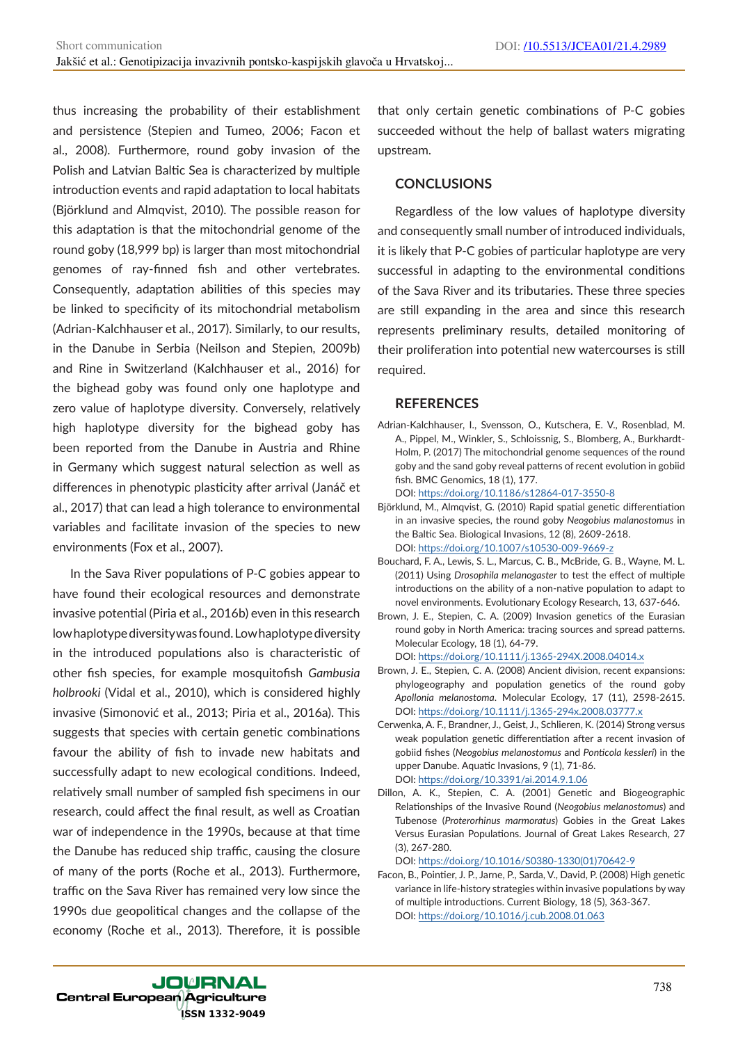thus increasing the probability of their establishment and persistence (Stepien and Tumeo, 2006; Facon et al., 2008). Furthermore, round goby invasion of the Polish and Latvian Baltic Sea is characterized by multiple introduction events and rapid adaptation to local habitats (Björklund and Almqvist, 2010). The possible reason for this adaptation is that the mitochondrial genome of the round goby (18,999 bp) is larger than most mitochondrial genomes of ray-finned fish and other vertebrates. Consequently, adaptation abilities of this species may be linked to specificity of its mitochondrial metabolism (Adrian-Kalchhauser et al., 2017). Similarly, to our results, in the Danube in Serbia (Neilson and Stepien, 2009b) and Rine in Switzerland (Kalchhauser et al., 2016) for the bighead goby was found only one haplotype and zero value of haplotype diversity. Conversely, relatively high haplotype diversity for the bighead goby has been reported from the Danube in Austria and Rhine in Germany which suggest natural selection as well as differences in phenotypic plasticity after arrival (Janáč et al., 2017) that can lead a high tolerance to environmental variables and facilitate invasion of the species to new environments (Fox et al., 2007).

In the Sava River populations of P-C gobies appear to have found their ecological resources and demonstrate invasive potential (Piria et al., 2016b) even in this research low haplotype diversity was found. Low haplotype diversity in the introduced populations also is characteristic of other fish species, for example mosquitofish *Gambusia holbrooki* (Vidal et al., 2010), which is considered highly invasive (Simonović et al., 2013; Piria et al., 2016a). This suggests that species with certain genetic combinations favour the ability of fish to invade new habitats and successfully adapt to new ecological conditions. Indeed, relatively small number of sampled fish specimens in our research, could affect the final result, as well as Croatian war of independence in the 1990s, because at that time the Danube has reduced ship traffic, causing the closure of many of the ports (Roche et al., 2013). Furthermore, traffic on the Sava River has remained very low since the 1990s due geopolitical changes and the collapse of the economy (Roche et al., 2013). Therefore, it is possible that only certain genetic combinations of P-C gobies succeeded without the help of ballast waters migrating upstream.

## CONCLUSIONS

Regardless of the low values of haplotype diversity and consequently small number of introduced individuals, it is likely that P-C gobies of particular haplotype are very successful in adapting to the environmental conditions of the Sava River and its tributaries. These three species are still expanding in the area and since this research represents preliminary results, detailed monitoring of their proliferation into potential new watercourses is still required.

## REFERENCES

Adrian-Kalchhauser, I., Svensson, O., Kutschera, E. V., Rosenblad, M. A., Pippel, M., Winkler, S., Schloissnig, S., Blomberg, A., Burkhardt-Holm, P. (2017) The mitochondrial genome sequences of the round goby and the sand goby reveal patterns of recent evolution in gobiid fish. BMC Genomics, 18 (1), 177. DOI: https://doi.org/10.1186/s12864-017-3550-8

Björklund, M., Almqvist, G. (2010) Rapid spatial genetic differentiation in an invasive species, the round goby *Neogobius malanostomus* in the Baltic Sea. Biological Invasions, 12 (8), 2609-2618. DOI: https://doi.org/10.1007/s10530-009-9669-z

Bouchard, F. A., Lewis, S. L., Marcus, C. B., McBride, G. B., Wayne, M. L. (2011) Using *Drosophila melanogaster* to test the effect of multiple introductions on the ability of a non-native population to adapt to novel environments. Evolutionary Ecology Research, 13, 637-646.

Brown, J. E., Stepien, C. A. (2009) Invasion genetics of the Eurasian round goby in North America: tracing sources and spread patterns. Molecular Ecology, 18 (1), 64-79. DOI: https://doi.org/10.1111/j.1365-294X.2008.04014.x

Brown, J. E., Stepien, C. A. (2008) Ancient division, recent expansions: phylogeography and population genetics of the round goby *Apollonia melanostoma*. Molecular Ecology, 17 (11), 2598-2615. DOI: https://doi.org/10.1111/j.1365-294x.2008.03777.x

Cerwenka, A. F., Brandner, J., Geist, J., Schlieren, K. (2014) Strong versus weak population genetic differentiation after a recent invasion of gobiid fishes (*Neogobius melanostomus* and *Ponticola kessleri*) in the upper Danube. Aquatic Invasions, 9 (1), 71-86. DOI: https://doi.org/10.3391/ai.2014.9.1.06

Dillon, A. K., Stepien, C. A. (2001) Genetic and Biogeographic Relationships of the Invasive Round (*Neogobius melanostomus*) and Tubenose (*Proterorhinus marmoratus*) Gobies in the Great Lakes Versus Eurasian Populations. Journal of Great Lakes Research, 27 (3), 267-280. DOI: https://doi.org/10.1016/S0380-1330(01)70642-9

Facon, B., Pointier, J. P., Jarne, P., Sarda, V., David, P. (2008) High genetic variance in life-history strategies within invasive populations by way of multiple introductions. Current Biology, 18 (5), 363-367. DOI: https://doi.org/10.1016/j.cub.2008.01.063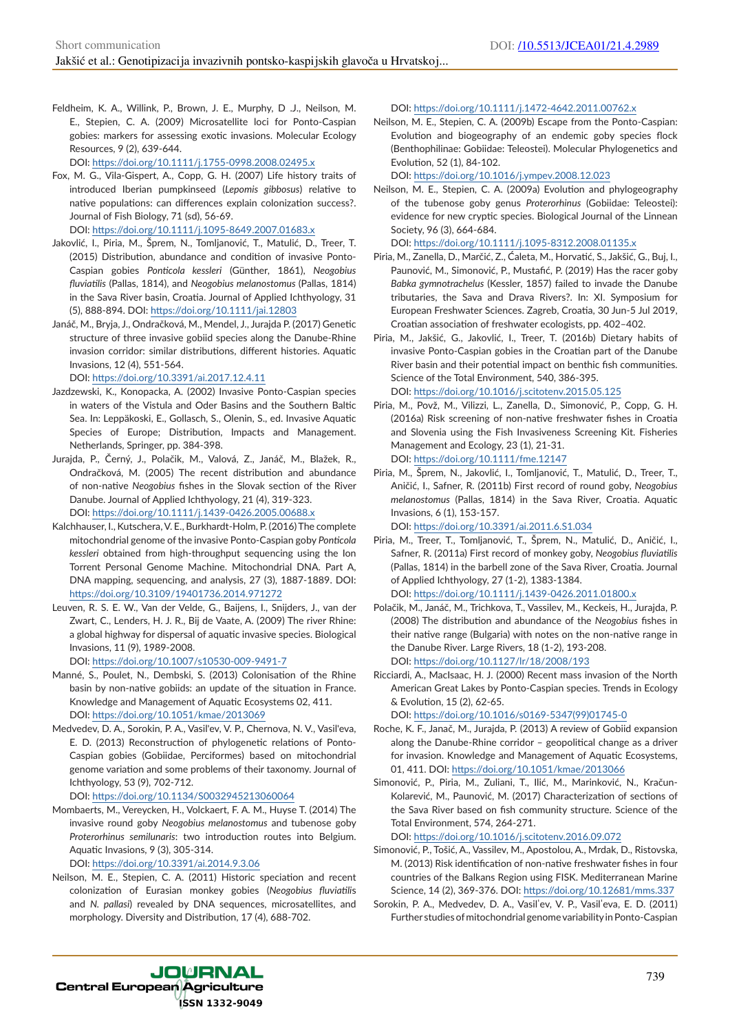Feldheim, K. A., Willink, P., Brown, J. E., Murphy, D .J., Neilson, M. E., Stepien, C. A. (2009) Microsatellite loci for Ponto-Caspian gobies: markers for assessing exotic invasions. Molecular Ecology Resources, 9 (2), 639-644.
DOI: https://doi.org/10.1111/j.1755-0998.2008.02495.x

Fox, M. G., Vila-Gispert, A., Copp, G. H. (2007) Life history traits of introduced Iberian pumpkinseed (*Lepomis gibbosus*) relative to native populations: can differences explain colonization success?. Journal of Fish Biology, 71 (sd), 56-69.
DOI: https://doi.org/10.1111/j.1095-8649.2007.01683.x

Jakovlić, I., Piria, M., Šprem, N., Tomljanović, T., Matulić, D., Treer, T. (2015) Distribution, abundance and condition of invasive Ponto-Caspian gobies *Ponticola kessleri* (Günther, 1861), *Neogobius fluviatilis* (Pallas, 1814), and *Neogobius melanostomus* (Pallas, 1814) in the Sava River basin, Croatia. Journal of Applied Ichthyology, 31 (5), 888-894. DOI: https://doi.org/10.1111/jai.12803

Janáč, M., Bryja, J., Ondračková, M., Mendel, J., Jurajda P. (2017) Genetic structure of three invasive gobiid species along the Danube-Rhine invasion corridor: similar distributions, different histories. Aquatic Invasions, 12 (4), 551-564.
DOI: https://doi.org/10.3391/ai.2017.12.4.11

Jazdzewski, K., Konopacka, A. (2002) Invasive Ponto-Caspian species in waters of the Vistula and Oder Basins and the Southern Baltic Sea. In: Leppäkoski, E., Gollasch, S., Olenin, S., ed. Invasive Aquatic Species of Europe; Distribution, Impacts and Management. Netherlands, Springer, pp. 384-398.

Jurajda, P., Černý, J., Polačik, M., Valová, Z., Janáč, M., Blažek, R., Ondračková, M. (2005) The recent distribution and abundance of non-native *Neogobius* fishes in the Slovak section of the River Danube. Journal of Applied Ichthyology, 21 (4), 319-323.
DOI: https://doi.org/10.1111/j.1439-0426.2005.00688.x

Kalchhauser, I., Kutschera, V. E., Burkhardt-Holm, P. (2016) The complete mitochondrial genome of the invasive Ponto-Caspian goby *Ponticola kessleri* obtained from high-throughput sequencing using the Ion Torrent Personal Genome Machine. Mitochondrial DNA. Part A, DNA mapping, sequencing, and analysis, 27 (3), 1887-1889. DOI: https://doi.org/10.3109/19401736.2014.971272

Leuven, R. S. E. W., Van der Velde, G., Baijens, I., Snijders, J., van der Zwart, C., Lenders, H. J. R., Bij de Vaate, A. (2009) The river Rhine: a global highway for dispersal of aquatic invasive species. Biological Invasions, 11 (9), 1989-2008.
DOI: https://doi.org/10.1007/s10530-009-9491-7

Manné, S., Poulet, N., Dembski, S. (2013) Colonisation of the Rhine basin by non-native gobiids: an update of the situation in France. Knowledge and Management of Aquatic Ecosystems 02, 411.
DOI: https://doi.org/10.1051/kmae/2013069

Medvedev, D. A., Sorokin, P. A., Vasil'ev, V. P., Chernova, N. V., Vasil'eva, E. D. (2013) Reconstruction of phylogenetic relations of Ponto-Caspian gobies (Gobiidae, Perciformes) based on mitochondrial genome variation and some problems of their taxonomy. Journal of Ichthyology, 53 (9), 702-712.
DOI: https://doi.org/10.1134/S0032945213060064

Mombaerts, M., Vereycken, H., Volckaert, F. A. M., Huyse T. (2014) The invasive round goby *Neogobius melanostomus* and tubenose goby *Proterorhinus semilunaris*: two introduction routes into Belgium. Aquatic Invasions, 9 (3), 305-314.
DOI: https://doi.org/10.3391/ai.2014.9.3.06

Neilson, M. E., Stepien, C. A. (2011) Historic speciation and recent colonization of Eurasian monkey gobies (*Neogobius fluviatilis* and *N. pallasi*) revealed by DNA sequences, microsatellites, and morphology. Diversity and Distribution, 17 (4), 688-702.
DOI: https://doi.org/10.1111/j.1472-4642.2011.00762.x

Neilson, M. E., Stepien, C. A. (2009b) Escape from the Ponto-Caspian: Evolution and biogeography of an endemic goby species flock (Benthophilinae: Gobiidae: Teleostei). Molecular Phylogenetics and Evolution, 52 (1), 84-102.
DOI: https://doi.org/10.1016/j.ympev.2008.12.023

Neilson, M. E., Stepien, C. A. (2009a) Evolution and phylogeography of the tubenose goby genus *Proterorhinus* (Gobiidae: Teleostei): evidence for new cryptic species. Biological Journal of the Linnean Society, 96 (3), 664-684.
DOI: https://doi.org/10.1111/j.1095-8312.2008.01135.x

Piria, M., Zanella, D., Marčić, Z., Ćaleta, M., Horvatić, S., Jakšić, G., Buj, I., Paunović, M., Simonović, P., Mustafić, P. (2019) Has the racer goby *Babka gymnotrachelus* (Kessler, 1857) failed to invade the Danube tributaries, the Sava and Drava Rivers?. In: XI. Symposium for European Freshwater Sciences. Zagreb, Croatia, 30 Jun-5 Jul 2019, Croatian association of freshwater ecologists, pp. 402–402.

Piria, M., Jakšić, G., Jakovlić, I., Treer, T. (2016b) Dietary habits of invasive Ponto-Caspian gobies in the Croatian part of the Danube River basin and their potential impact on benthic fish communities. Science of the Total Environment, 540, 386-395.
DOI: https://doi.org/10.1016/j.scitotenv.2015.05.125

Piria, M., Povž, M., Vilizzi, L., Zanella, D., Simonović, P., Copp, G. H. (2016a) Risk screening of non-native freshwater fishes in Croatia and Slovenia using the Fish Invasiveness Screening Kit. Fisheries Management and Ecology, 23 (1), 21-31.
DOI: https://doi.org/10.1111/fme.12147

Piria, M., Šprem, N., Jakovlić, I., Tomljanović, T., Matulić, D., Treer, T., Aničić, I., Safner, R. (2011b) First record of round goby, *Neogobius melanostomus* (Pallas, 1814) in the Sava River, Croatia. Aquatic Invasions, 6 (1), 153-157.
DOI: https://doi.org/10.3391/ai.2011.6.S1.034

Piria, M., Treer, T., Tomljanović, T., Šprem, N., Matulić, D., Aničić, I., Safner, R. (2011a) First record of monkey goby, *Neogobius fluviatilis* (Pallas, 1814) in the barbell zone of the Sava River, Croatia. Journal of Applied Ichthyology, 27 (1-2), 1383-1384.
DOI: https://doi.org/10.1111/j.1439-0426.2011.01800.x

Polačik, M., Janáč, M., Trichkova, T., Vassilev, M., Keckeis, H., Jurajda, P. (2008) The distribution and abundance of the *Neogobius* fishes in their native range (Bulgaria) with notes on the non-native range in the Danube River. Large Rivers, 18 (1-2), 193-208.
DOI: https://doi.org/10.1127/lr/18/2008/193

Ricciardi, A., MacIsaac, H. J. (2000) Recent mass invasion of the North American Great Lakes by Ponto-Caspian species. Trends in Ecology & Evolution, 15 (2), 62-65.
DOI: https://doi.org/10.1016/s0169-5347(99)01745-0

Roche, K. F., Janač, M., Jurajda, P. (2013) A review of Gobiid expansion along the Danube-Rhine corridor – geopolitical change as a driver for invasion. Knowledge and Management of Aquatic Ecosystems, 01, 411. DOI: https://doi.org/10.1051/kmae/2013066

Simonović, P., Piria, M., Zuliani, T., Ilić, M., Marinković, N., Kračun-Kolarević, M., Paunović, M. (2017) Characterization of sections of the Sava River based on fish community structure. Science of the Total Environment, 574, 264-271.
DOI: https://doi.org/10.1016/j.scitotenv.2016.09.072

Simonović, P., Tošić, A., Vassilev, M., Apostolou, A., Mrdak, D., Ristovska, M. (2013) Risk identification of non-native freshwater fishes in four countries of the Balkans Region using FISK. Mediterranean Marine Science, 14 (2), 369-376. DOI: https://doi.org/10.12681/mms.337

Sorokin, P. A., Medvedev, D. A., Vasil'ev, V. P., Vasil'eva, E. D. (2011) Further studies of mitochondrial genome variability in Ponto-Caspian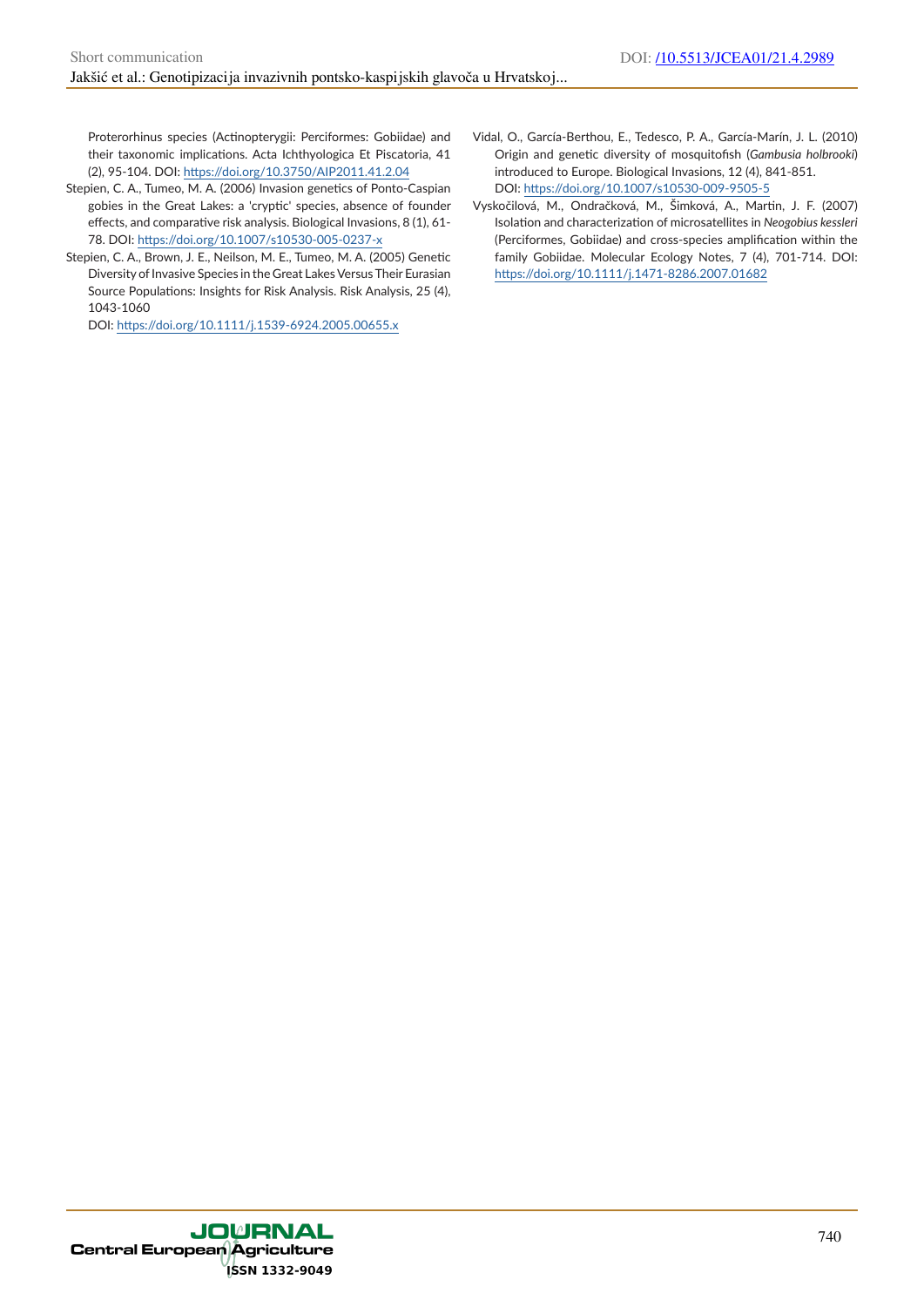Proterorhinus species (Actinopterygii: Perciformes: Gobiidae) and their taxonomic implications. Acta Ichthyologica Et Piscatoria, 41 (2), 95-104. DOI: https://doi.org/10.3750/AIP2011.41.2.04

Stepien, C. A., Tumeo, M. A. (2006) Invasion genetics of Ponto-Caspian gobies in the Great Lakes: a 'cryptic' species, absence of founder effects, and comparative risk analysis. Biological Invasions, 8 (1), 61-78. DOI: https://doi.org/10.1007/s10530-005-0237-x

Stepien, C. A., Brown, J. E., Neilson, M. E., Tumeo, M. A. (2005) Genetic Diversity of Invasive Species in the Great Lakes Versus Their Eurasian Source Populations: Insights for Risk Analysis. Risk Analysis, 25 (4), 1043-1060
DOI: https://doi.org/10.1111/j.1539-6924.2005.00655.x

Vidal, O., García-Berthou, E., Tedesco, P. A., García-Marín, J. L. (2010) Origin and genetic diversity of mosquitofish (*Gambusia holbrooki*) introduced to Europe. Biological Invasions, 12 (4), 841-851.
DOI: https://doi.org/10.1007/s10530-009-9505-5

Vyskočilová, M., Ondračková, M., Šimková, A., Martin, J. F. (2007) Isolation and characterization of microsatellites in *Neogobius kessleri* (Perciformes, Gobiidae) and cross-species amplification within the family Gobiidae. Molecular Ecology Notes, 7 (4), 701-714. DOI: https://doi.org/10.1111/j.1471-8286.2007.01682